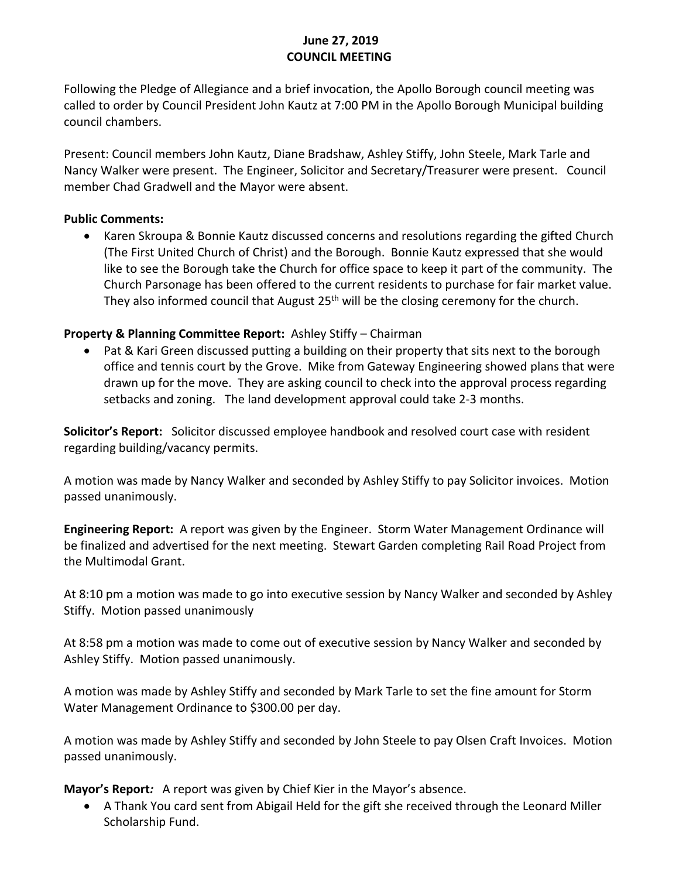**June 27, 2019**
**COUNCIL MEETING**

Following the Pledge of Allegiance and a brief invocation, the Apollo Borough council meeting was called to order by Council President John Kautz at 7:00 PM in the Apollo Borough Municipal building council chambers.

Present: Council members John Kautz, Diane Bradshaw, Ashley Stiffy, John Steele, Mark Tarle and Nancy Walker were present. The Engineer, Solicitor and Secretary/Treasurer were present. Council member Chad Gradwell and the Mayor were absent.

**Public Comments:**

- Karen Skroupa & Bonnie Kautz discussed concerns and resolutions regarding the gifted Church (The First United Church of Christ) and the Borough. Bonnie Kautz expressed that she would like to see the Borough take the Church for office space to keep it part of the community. The Church Parsonage has been offered to the current residents to purchase for fair market value. They also informed council that August 25th will be the closing ceremony for the church.

**Property & Planning Committee Report:** Ashley Stiffy – Chairman

- Pat & Kari Green discussed putting a building on their property that sits next to the borough office and tennis court by the Grove. Mike from Gateway Engineering showed plans that were drawn up for the move. They are asking council to check into the approval process regarding setbacks and zoning. The land development approval could take 2-3 months.

**Solicitor's Report:** Solicitor discussed employee handbook and resolved court case with resident regarding building/vacancy permits.

A motion was made by Nancy Walker and seconded by Ashley Stiffy to pay Solicitor invoices. Motion passed unanimously.

**Engineering Report:** A report was given by the Engineer. Storm Water Management Ordinance will be finalized and advertised for the next meeting. Stewart Garden completing Rail Road Project from the Multimodal Grant.

At 8:10 pm a motion was made to go into executive session by Nancy Walker and seconded by Ashley Stiffy. Motion passed unanimously

At 8:58 pm a motion was made to come out of executive session by Nancy Walker and seconded by Ashley Stiffy. Motion passed unanimously.

A motion was made by Ashley Stiffy and seconded by Mark Tarle to set the fine amount for Storm Water Management Ordinance to $300.00 per day.

A motion was made by Ashley Stiffy and seconded by John Steele to pay Olsen Craft Invoices. Motion passed unanimously.

**Mayor's Report***:* A report was given by Chief Kier in the Mayor's absence.

- A Thank You card sent from Abigail Held for the gift she received through the Leonard Miller Scholarship Fund.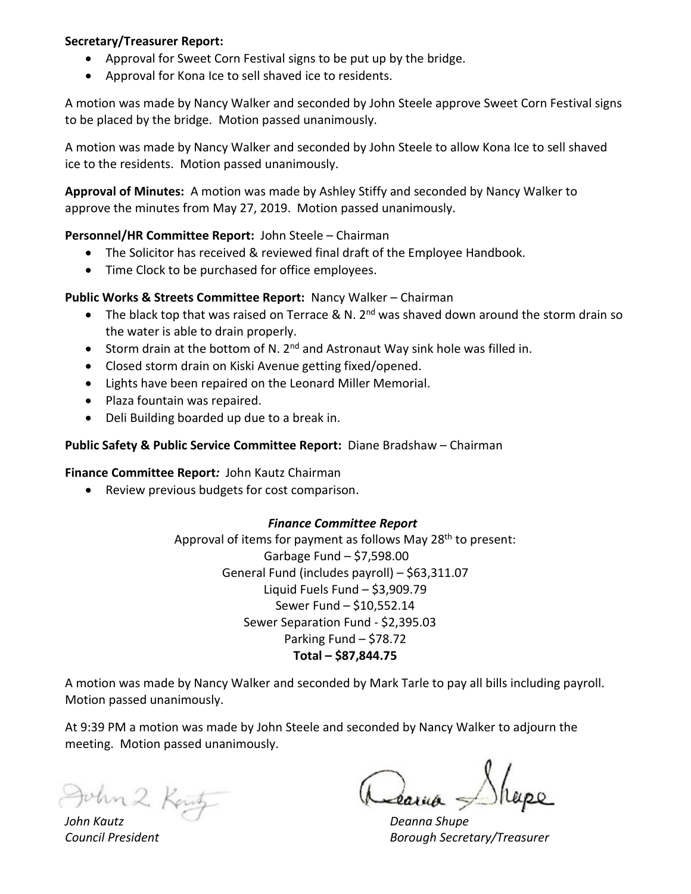**Secretary/Treasurer Report:**

- Approval for Sweet Corn Festival signs to be put up by the bridge.
- Approval for Kona Ice to sell shaved ice to residents.

A motion was made by Nancy Walker and seconded by John Steele approve Sweet Corn Festival signs to be placed by the bridge. Motion passed unanimously.

A motion was made by Nancy Walker and seconded by John Steele to allow Kona Ice to sell shaved ice to the residents. Motion passed unanimously.

**Approval of Minutes:** A motion was made by Ashley Stiffy and seconded by Nancy Walker to approve the minutes from May 27, 2019. Motion passed unanimously.

**Personnel/HR Committee Report:** John Steele – Chairman

- The Solicitor has received & reviewed final draft of the Employee Handbook.
- Time Clock to be purchased for office employees.

**Public Works & Streets Committee Report:** Nancy Walker – Chairman

- The black top that was raised on Terrace & N. 2nd was shaved down around the storm drain so the water is able to drain properly.
- Storm drain at the bottom of N. 2nd and Astronaut Way sink hole was filled in.
- Closed storm drain on Kiski Avenue getting fixed/opened.
- Lights have been repaired on the Leonard Miller Memorial.
- Plaza fountain was repaired.
- Deli Building boarded up due to a break in.

**Public Safety & Public Service Committee Report:** Diane Bradshaw – Chairman

**Finance Committee Report*:*** John Kautz Chairman

- Review previous budgets for cost comparison.

***Finance Committee Report***

Approval of items for payment as follows May 28th to present:
Garbage Fund – $7,598.00
General Fund (includes payroll) – $63,311.07
Liquid Fuels Fund – $3,909.79
Sewer Fund – $10,552.14
Sewer Separation Fund - $2,395.03
Parking Fund – $78.72
**Total – $87,844.75**

A motion was made by Nancy Walker and seconded by Mark Tarle to pay all bills including payroll. Motion passed unanimously.

At 9:39 PM a motion was made by John Steele and seconded by Nancy Walker to adjourn the meeting. Motion passed unanimously.

*John Kautz*
*Council President*

*Deanna Shupe*
*Borough Secretary/Treasurer*